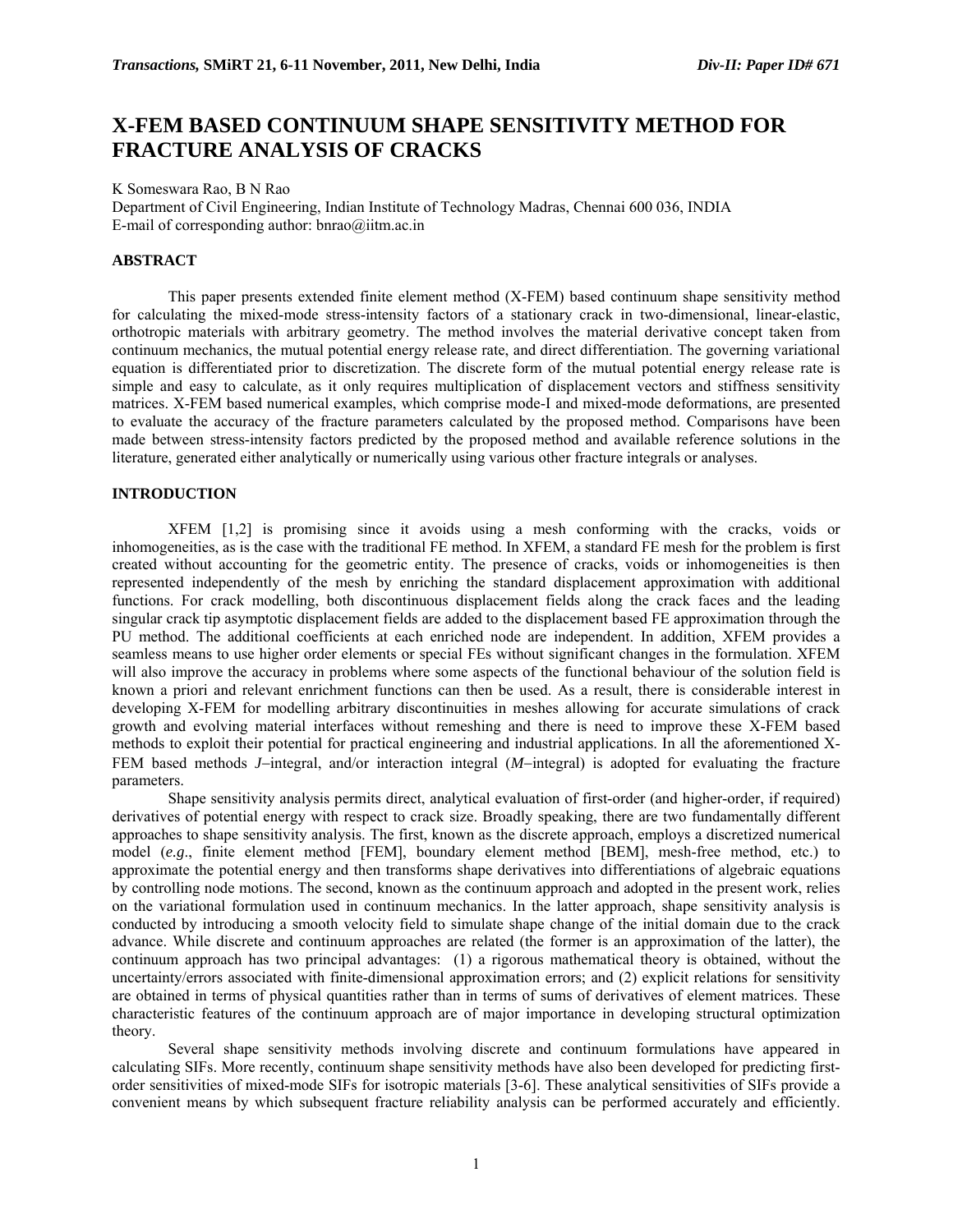# X-FEM BASED CONTINUUM SHAPE SENSITIVITY METHOD FOR FRACTURE ANALYSIS OF CRACKS

K Someswara Rao, B N Rao

Department of Civil Engineering, Indian Institute of Technology Madras, Chennai 600 036, INDIA

E-mail of corresponding author: bnrao@iitm.ac.in

## ABSTRACT

This paper presents extended finite element method (X-FEM) based continuum shape sensitivity method for calculating the mixed-mode stress-intensity factors of a stationary crack in two-dimensional, linear-elastic, orthotropic materials with arbitrary geometry. The method involves the material derivative concept taken from continuum mechanics, the mutual potential energy release rate, and direct differentiation. The governing variational equation is differentiated prior to discretization. The discrete form of the mutual potential energy release rate is simple and easy to calculate, as it only requires multiplication of displacement vectors and stiffness sensitivity matrices. X-FEM based numerical examples, which comprise mode-I and mixed-mode deformations, are presented to evaluate the accuracy of the fracture parameters calculated by the proposed method. Comparisons have been made between stress-intensity factors predicted by the proposed method and available reference solutions in the literature, generated either analytically or numerically using various other fracture integrals or analyses.

## INTRODUCTION

XFEM [1,2] is promising since it avoids using a mesh conforming with the cracks, voids or inhomogeneities, as is the case with the traditional FE method. In XFEM, a standard FE mesh for the problem is first created without accounting for the geometric entity. The presence of cracks, voids or inhomogeneities is then represented independently of the mesh by enriching the standard displacement approximation with additional functions. For crack modelling, both discontinuous displacement fields along the crack faces and the leading singular crack tip asymptotic displacement fields are added to the displacement based FE approximation through the PU method. The additional coefficients at each enriched node are independent. In addition, XFEM provides a seamless means to use higher order elements or special FEs without significant changes in the formulation. XFEM will also improve the accuracy in problems where some aspects of the functional behaviour of the solution field is known a priori and relevant enrichment functions can then be used. As a result, there is considerable interest in developing X-FEM for modelling arbitrary discontinuities in meshes allowing for accurate simulations of crack growth and evolving material interfaces without remeshing and there is need to improve these X-FEM based methods to exploit their potential for practical engineering and industrial applications. In all the aforementioned X-FEM based methods *J*–integral, and/or interaction integral (*M*–integral) is adopted for evaluating the fracture parameters.

Shape sensitivity analysis permits direct, analytical evaluation of first-order (and higher-order, if required) derivatives of potential energy with respect to crack size. Broadly speaking, there are two fundamentally different approaches to shape sensitivity analysis. The first, known as the discrete approach, employs a discretized numerical model (*e.g*., finite element method [FEM], boundary element method [BEM], mesh-free method, etc.) to approximate the potential energy and then transforms shape derivatives into differentiations of algebraic equations by controlling node motions. The second, known as the continuum approach and adopted in the present work, relies on the variational formulation used in continuum mechanics. In the latter approach, shape sensitivity analysis is conducted by introducing a smooth velocity field to simulate shape change of the initial domain due to the crack advance. While discrete and continuum approaches are related (the former is an approximation of the latter), the continuum approach has two principal advantages: (1) a rigorous mathematical theory is obtained, without the uncertainty/errors associated with finite-dimensional approximation errors; and (2) explicit relations for sensitivity are obtained in terms of physical quantities rather than in terms of sums of derivatives of element matrices. These characteristic features of the continuum approach are of major importance in developing structural optimization theory.

Several shape sensitivity methods involving discrete and continuum formulations have appeared in calculating SIFs. More recently, continuum shape sensitivity methods have also been developed for predicting first-order sensitivities of mixed-mode SIFs for isotropic materials [3-6]. These analytical sensitivities of SIFs provide a convenient means by which subsequent fracture reliability analysis can be performed accurately and efficiently.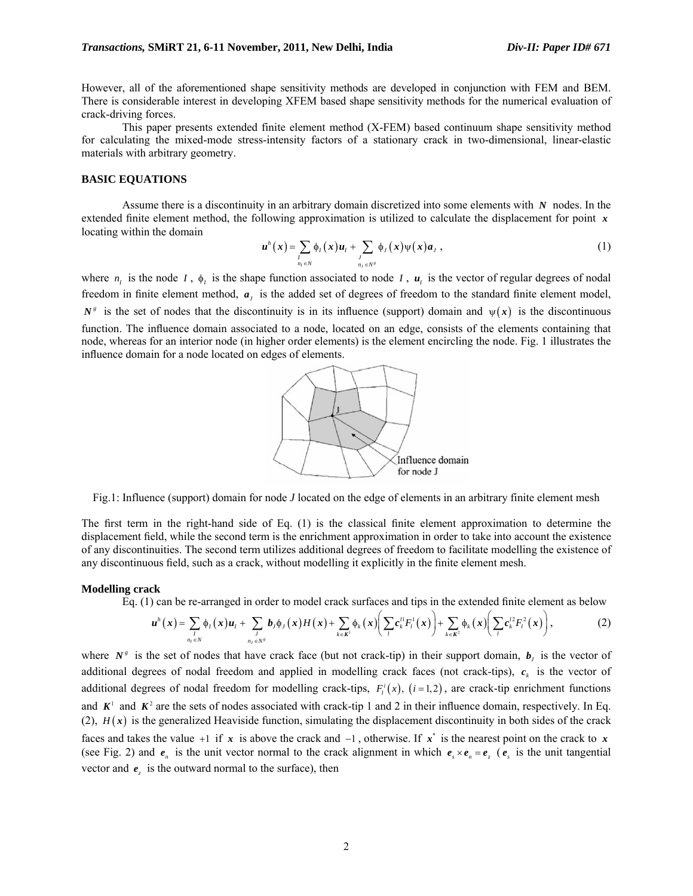However, all of the aforementioned shape sensitivity methods are developed in conjunction with FEM and BEM. There is considerable interest in developing XFEM based shape sensitivity methods for the numerical evaluation of crack-driving forces.

This paper presents extended finite element method (X-FEM) based continuum shape sensitivity method for calculating the mixed-mode stress-intensity factors of a stationary crack in two-dimensional, linear-elastic materials with arbitrary geometry.

## BASIC EQUATIONS

Assume there is a discontinuity in an arbitrary domain discretized into some elements with $N$ nodes. In the extended finite element method, the following approximation is utilized to calculate the displacement for point $x$ locating within the domain

$$\boldsymbol{u}^h(\boldsymbol{x}) = \sum_{\substack{I \\ n_I \in N}} \phi_I(\boldsymbol{x})\boldsymbol{u}_I + \sum_{\substack{J \\ n_J \in N^g}} \phi_J(\boldsymbol{x})\psi(\boldsymbol{x})\boldsymbol{a}_J \ , \tag{1}$$

where $n_I$ is the node $I$, $\phi_I$ is the shape function associated to node $I$, $\boldsymbol{u}_I$ is the vector of regular degrees of nodal freedom in finite element method, $\boldsymbol{a}_J$ is the added set of degrees of freedom to the standard finite element model, $N^g$ is the set of nodes that the discontinuity is in its influence (support) domain and $\psi(\boldsymbol{x})$ is the discontinuous function. The influence domain associated to a node, located on an edge, consists of the elements containing that node, whereas for an interior node (in higher order elements) is the element encircling the node. Fig. 1 illustrates the influence domain for a node located on edges of elements.

Fig.1: Influence (support) domain for node *J* located on the edge of elements in an arbitrary finite element mesh

The first term in the right-hand side of Eq. (1) is the classical finite element approximation to determine the displacement field, while the second term is the enrichment approximation in order to take into account the existence of any discontinuities. The second term utilizes additional degrees of freedom to facilitate modelling the existence of any discontinuous field, such as a crack, without modelling it explicitly in the finite element mesh.

### Modelling crack

Eq. (1) can be re-arranged in order to model crack surfaces and tips in the extended finite element as below

$$\boldsymbol{u}^h(\boldsymbol{x}) = \sum_{\substack{I \\ n_I \in N}} \phi_I(\boldsymbol{x})\boldsymbol{u}_I + \sum_{\substack{J \\ n_J \in N^g}} \boldsymbol{b}_J\phi_J(\boldsymbol{x})H(\boldsymbol{x}) + \sum_{k\in\boldsymbol{K}^1} \phi_k(\boldsymbol{x})\left(\sum_l \boldsymbol{c}_k^{l1}F_l^1(\boldsymbol{x})\right) + \sum_{k\in\boldsymbol{K}^2} \phi_k(\boldsymbol{x})\left(\sum_l \boldsymbol{c}_k^{l2}F_l^2(\boldsymbol{x})\right), \tag{2}$$

where $N^g$ is the set of nodes that have crack face (but not crack-tip) in their support domain, $\boldsymbol{b}_J$ is the vector of additional degrees of nodal freedom and applied in modelling crack faces (not crack-tips), $\boldsymbol{c}_k$ is the vector of additional degrees of nodal freedom for modelling crack-tips, $F_l^i(x)$, $(i=1,2)$, are crack-tip enrichment functions and $\boldsymbol{K}^1$ and $\boldsymbol{K}^2$ are the sets of nodes associated with crack-tip 1 and 2 in their influence domain, respectively. In Eq. (2), $H(\boldsymbol{x})$ is the generalized Heaviside function, simulating the displacement discontinuity in both sides of the crack faces and takes the value $+1$ if $\boldsymbol{x}$ is above the crack and $-1$, otherwise. If $\boldsymbol{x}^*$ is the nearest point on the crack to $\boldsymbol{x}$ (see Fig. 2) and $\boldsymbol{e}_n$ is the unit vector normal to the crack alignment in which $\boldsymbol{e}_s \times \boldsymbol{e}_n = \boldsymbol{e}_z$ ($\boldsymbol{e}_s$ is the unit tangential vector and $\boldsymbol{e}_z$ is the outward normal to the surface), then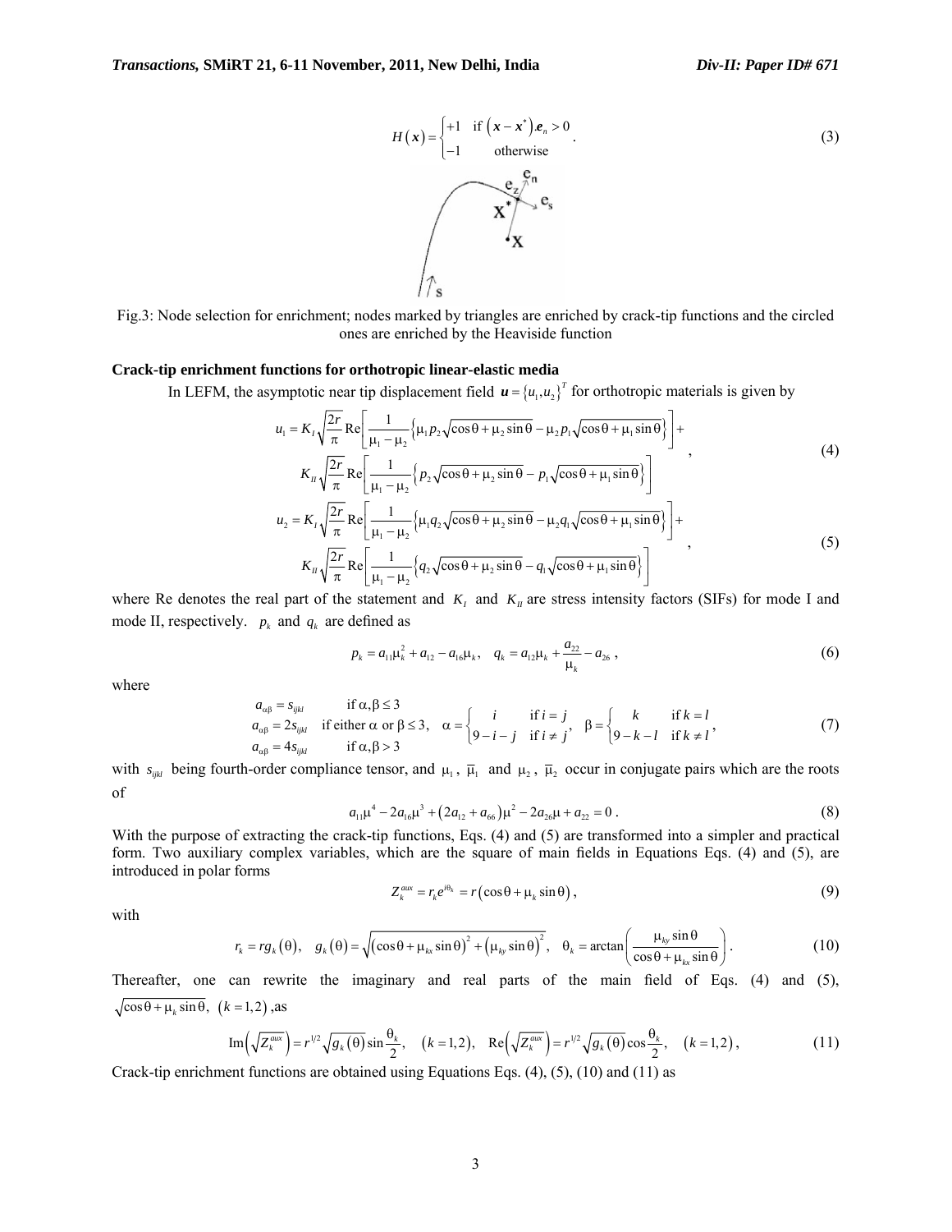$$H(\boldsymbol{x}) = \begin{cases} +1 & \text{if } \left(\boldsymbol{x} - \boldsymbol{x}^*\right).\boldsymbol{e}_n > 0 \\ -1 & \text{otherwise} \end{cases} . \tag{3}$$

Fig.3: Node selection for enrichment; nodes marked by triangles are enriched by crack-tip functions and the circled ones are enriched by the Heaviside function

**Crack-tip enrichment functions for orthotropic linear-elastic media**

In LEFM, the asymptotic near tip displacement field $\boldsymbol{u} = \{u_1, u_2\}^T$ for orthotropic materials is given by

$$\begin{aligned} u_1 = K_I \sqrt{\frac{2r}{\pi}} \operatorname{Re}\left[\frac{1}{\mu_1 - \mu_2}\left\{\mu_1 p_2 \sqrt{\cos\theta + \mu_2 \sin\theta} - \mu_2 p_1 \sqrt{\cos\theta + \mu_1 \sin\theta}\right\}\right] + \\ K_{II} \sqrt{\frac{2r}{\pi}} \operatorname{Re}\left[\frac{1}{\mu_1 - \mu_2}\left\{p_2 \sqrt{\cos\theta + \mu_2 \sin\theta} - p_1 \sqrt{\cos\theta + \mu_1 \sin\theta}\right\}\right] \end{aligned} , \tag{4}$$

$$\begin{aligned} u_2 = K_I \sqrt{\frac{2r}{\pi}} \operatorname{Re}\left[\frac{1}{\mu_1 - \mu_2}\left\{\mu_1 q_2 \sqrt{\cos\theta + \mu_2 \sin\theta} - \mu_2 q_1 \sqrt{\cos\theta + \mu_1 \sin\theta}\right\}\right] + \\ K_{II} \sqrt{\frac{2r}{\pi}} \operatorname{Re}\left[\frac{1}{\mu_1 - \mu_2}\left\{q_2 \sqrt{\cos\theta + \mu_2 \sin\theta} - q_1 \sqrt{\cos\theta + \mu_1 \sin\theta}\right\}\right] \end{aligned} , \tag{5}$$

where Re denotes the real part of the statement and $K_I$ and $K_{II}$ are stress intensity factors (SIFs) for mode I and mode II, respectively. $p_k$ and $q_k$ are defined as

$$p_k = a_{11}\mu_k^2 + a_{12} - a_{16}\mu_k, \quad q_k = a_{12}\mu_k + \frac{a_{22}}{\mu_k} - a_{26} , \tag{6}$$

where

$$\begin{aligned} &a_{\alpha\beta} = s_{ijkl} && \text{if } \alpha, \beta \le 3 \\ &a_{\alpha\beta} = 2s_{ijkl} && \text{if either } \alpha \text{ or } \beta \le 3, \\ &a_{\alpha\beta} = 4s_{ijkl} && \text{if } \alpha, \beta > 3 \end{aligned} \quad \alpha = \begin{cases} i & \text{if } i = j \\ 9 - i - j & \text{if } i \ne j \end{cases}, \quad \beta = \begin{cases} k & \text{if } k = l \\ 9 - k - l & \text{if } k \ne l \end{cases}, \tag{7}$$

with $s_{ijkl}$ being fourth-order compliance tensor, and $\mu_1$, $\bar{\mu}_1$ and $\mu_2$, $\bar{\mu}_2$ occur in conjugate pairs which are the roots of

$$a_{11}\mu^4 - 2a_{16}\mu^3 + \left(2a_{12} + a_{66}\right)\mu^2 - 2a_{26}\mu + a_{22} = 0 . \tag{8}$$

With the purpose of extracting the crack-tip functions, Eqs. (4) and (5) are transformed into a simpler and practical form. Two auxiliary complex variables, which are the square of main fields in Equations Eqs. (4) and (5), are introduced in polar forms

$$Z_k^{aux} = r_k e^{i\theta_k} = r\left(\cos\theta + \mu_k \sin\theta\right), \tag{9}$$

with

$$r_k = r g_k(\theta), \quad g_k(\theta) = \sqrt{\left(\cos\theta + \mu_{kx}\sin\theta\right)^2 + \left(\mu_{ky}\sin\theta\right)^2}, \quad \theta_k = \arctan\left(\frac{\mu_{ky}\sin\theta}{\cos\theta + \mu_{kx}\sin\theta}\right). \tag{10}$$

Thereafter, one can rewrite the imaginary and real parts of the main field of Eqs. (4) and (5), $\sqrt{\cos\theta + \mu_k \sin\theta}, \ (k = 1,2)$ ,as

$$\operatorname{Im}\left(\sqrt{Z_k^{aux}}\right) = r^{1/2}\sqrt{g_k(\theta)}\sin\frac{\theta_k}{2}, \quad (k = 1,2), \quad \operatorname{Re}\left(\sqrt{Z_k^{aux}}\right) = r^{1/2}\sqrt{g_k(\theta)}\cos\frac{\theta_k}{2}, \quad (k = 1,2), \tag{11}$$

Crack-tip enrichment functions are obtained using Equations Eqs. (4), (5), (10) and (11) as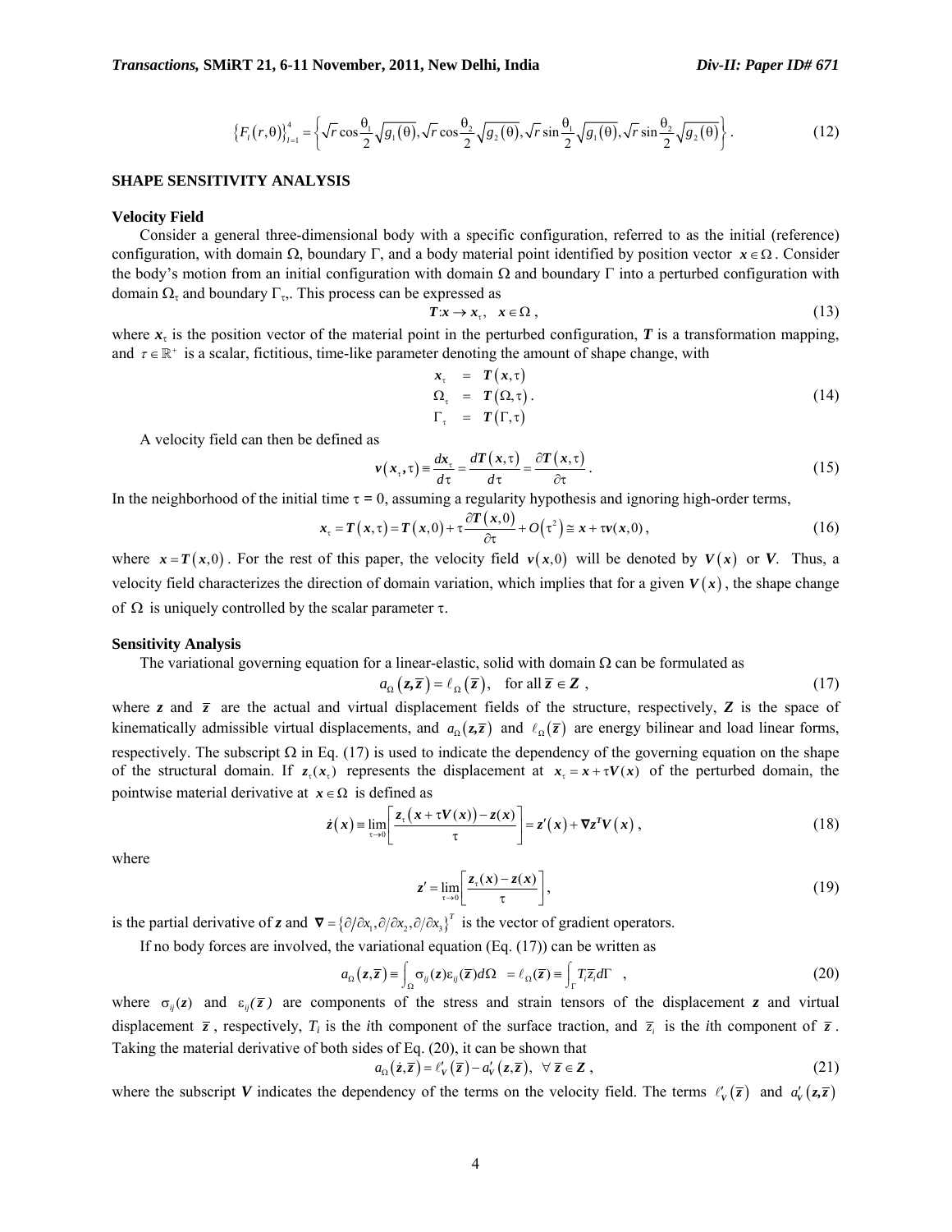$$\left\{F_l\left(r,\theta\right)\right\}_{l=1}^{4} = \left\{\sqrt{r}\cos\frac{\theta_1}{2}\sqrt{g_1(\theta)}, \sqrt{r}\cos\frac{\theta_2}{2}\sqrt{g_2(\theta)}, \sqrt{r}\sin\frac{\theta_1}{2}\sqrt{g_1(\theta)}, \sqrt{r}\sin\frac{\theta_2}{2}\sqrt{g_2(\theta)}\right\}. \tag{12}$$

## SHAPE SENSITIVITY ANALYSIS

### Velocity Field

Consider a general three-dimensional body with a specific configuration, referred to as the initial (reference) configuration, with domain Ω, boundary Γ, and a body material point identified by position vector $\boldsymbol{x} \in \Omega$. Consider the body's motion from an initial configuration with domain Ω and boundary Γ into a perturbed configuration with domain $\Omega_\tau$ and boundary $\Gamma_\tau$. This process can be expressed as

$$\boldsymbol{T}: \boldsymbol{x} \rightarrow \boldsymbol{x}_\tau, \quad \boldsymbol{x} \in \Omega, \tag{13}$$

where $\boldsymbol{x}_\tau$ is the position vector of the material point in the perturbed configuration, $\boldsymbol{T}$ is a transformation mapping, and $\tau \in \mathbb{R}^+$ is a scalar, fictitious, time-like parameter denoting the amount of shape change, with

$$\begin{aligned} \boldsymbol{x}_\tau &= \boldsymbol{T}\left(\boldsymbol{x},\tau\right) \\ \Omega_\tau &= \boldsymbol{T}\left(\Omega,\tau\right). \\ \Gamma_\tau &= \boldsymbol{T}\left(\Gamma,\tau\right) \end{aligned} \tag{14}$$

A velocity field can then be defined as

$$\boldsymbol{v}\left(\boldsymbol{x}_\tau,\tau\right) \equiv \frac{d\boldsymbol{x}_\tau}{d\tau} = \frac{d\boldsymbol{T}\left(\boldsymbol{x},\tau\right)}{d\tau} = \frac{\partial \boldsymbol{T}\left(\boldsymbol{x},\tau\right)}{\partial \tau}. \tag{15}$$

In the neighborhood of the initial time τ = 0, assuming a regularity hypothesis and ignoring high-order terms,

$$\boldsymbol{x}_\tau = \boldsymbol{T}\left(\boldsymbol{x},\tau\right) = \boldsymbol{T}\left(\boldsymbol{x},0\right) + \tau\frac{\partial \boldsymbol{T}\left(\boldsymbol{x},0\right)}{\partial \tau} + O\left(\tau^2\right) \cong \boldsymbol{x} + \tau \boldsymbol{v}(\boldsymbol{x},0), \tag{16}$$

where $\boldsymbol{x} = \boldsymbol{T}\left(\boldsymbol{x},0\right)$. For the rest of this paper, the velocity field $\boldsymbol{v}\left(\boldsymbol{x},0\right)$ will be denoted by $\boldsymbol{V}\left(\boldsymbol{x}\right)$ or $\boldsymbol{V}$. Thus, a velocity field characterizes the direction of domain variation, which implies that for a given $\boldsymbol{V}\left(\boldsymbol{x}\right)$, the shape change of Ω is uniquely controlled by the scalar parameter τ.

### Sensitivity Analysis

The variational governing equation for a linear-elastic, solid with domain Ω can be formulated as

$$a_\Omega\left(\boldsymbol{z},\bar{\boldsymbol{z}}\right) = \ell_\Omega\left(\bar{\boldsymbol{z}}\right), \quad \text{for all } \bar{\boldsymbol{z}} \in \boldsymbol{Z}, \tag{17}$$

where $\boldsymbol{z}$ and $\bar{\boldsymbol{z}}$ are the actual and virtual displacement fields of the structure, respectively, $\boldsymbol{Z}$ is the space of kinematically admissible virtual displacements, and $a_\Omega\left(\boldsymbol{z},\bar{\boldsymbol{z}}\right)$ and $\ell_\Omega\left(\bar{\boldsymbol{z}}\right)$ are energy bilinear and load linear forms, respectively. The subscript Ω in Eq. (17) is used to indicate the dependency of the governing equation on the shape of the structural domain. If $\boldsymbol{z}_\tau\left(\boldsymbol{x}_\tau\right)$ represents the displacement at $\boldsymbol{x}_\tau = \boldsymbol{x} + \tau\boldsymbol{V}(\boldsymbol{x})$ of the perturbed domain, the pointwise material derivative at $\boldsymbol{x} \in \Omega$ is defined as

$$\dot{\boldsymbol{z}}\left(\boldsymbol{x}\right) \equiv \lim_{\tau\to 0}\left[\frac{\boldsymbol{z}_\tau\left(\boldsymbol{x} + \tau\boldsymbol{V}(\boldsymbol{x})\right) - \boldsymbol{z}(\boldsymbol{x})}{\tau}\right] = \boldsymbol{z}'\left(\boldsymbol{x}\right) + \nabla\boldsymbol{z}^T\boldsymbol{V}\left(\boldsymbol{x}\right), \tag{18}$$

where

$$\boldsymbol{z}' = \lim_{\tau\to 0}\left[\frac{\boldsymbol{z}_\tau(\boldsymbol{x}) - \boldsymbol{z}(\boldsymbol{x})}{\tau}\right], \tag{19}$$

is the partial derivative of $\boldsymbol{z}$ and $\nabla = \left\{\partial/\partial x_1, \partial/\partial x_2, \partial/\partial x_3\right\}^T$ is the vector of gradient operators.

If no body forces are involved, the variational equation (Eq. (17)) can be written as

$$a_\Omega\left(\boldsymbol{z},\bar{\boldsymbol{z}}\right) \equiv \int_\Omega \sigma_{ij}(\boldsymbol{z})\varepsilon_{ij}(\bar{\boldsymbol{z}})d\Omega \;\; = \ell_\Omega(\bar{\boldsymbol{z}}) \equiv \int_\Gamma T_i\bar{z}_i d\Gamma \quad , \tag{20}$$

where $\sigma_{ij}(\boldsymbol{z})$ and $\varepsilon_{ij}(\bar{\boldsymbol{z}})$ are components of the stress and strain tensors of the displacement $\boldsymbol{z}$ and virtual displacement $\bar{\boldsymbol{z}}$, respectively, $T_i$ is the $i$th component of the surface traction, and $\bar{z}_i$ is the $i$th component of $\bar{\boldsymbol{z}}$. Taking the material derivative of both sides of Eq. (20), it can be shown that

$$a_\Omega\left(\dot{\boldsymbol{z}},\bar{\boldsymbol{z}}\right) = \ell'_{\boldsymbol{V}}\left(\bar{\boldsymbol{z}}\right) - a'_{\boldsymbol{V}}\left(\boldsymbol{z},\bar{\boldsymbol{z}}\right), \;\; \forall\, \bar{\boldsymbol{z}} \in \boldsymbol{Z}, \tag{21}$$

where the subscript $\boldsymbol{V}$ indicates the dependency of the terms on the velocity field. The terms $\ell'_{\boldsymbol{V}}\left(\bar{\boldsymbol{z}}\right)$ and $a'_{\boldsymbol{V}}\left(\boldsymbol{z},\bar{\boldsymbol{z}}\right)$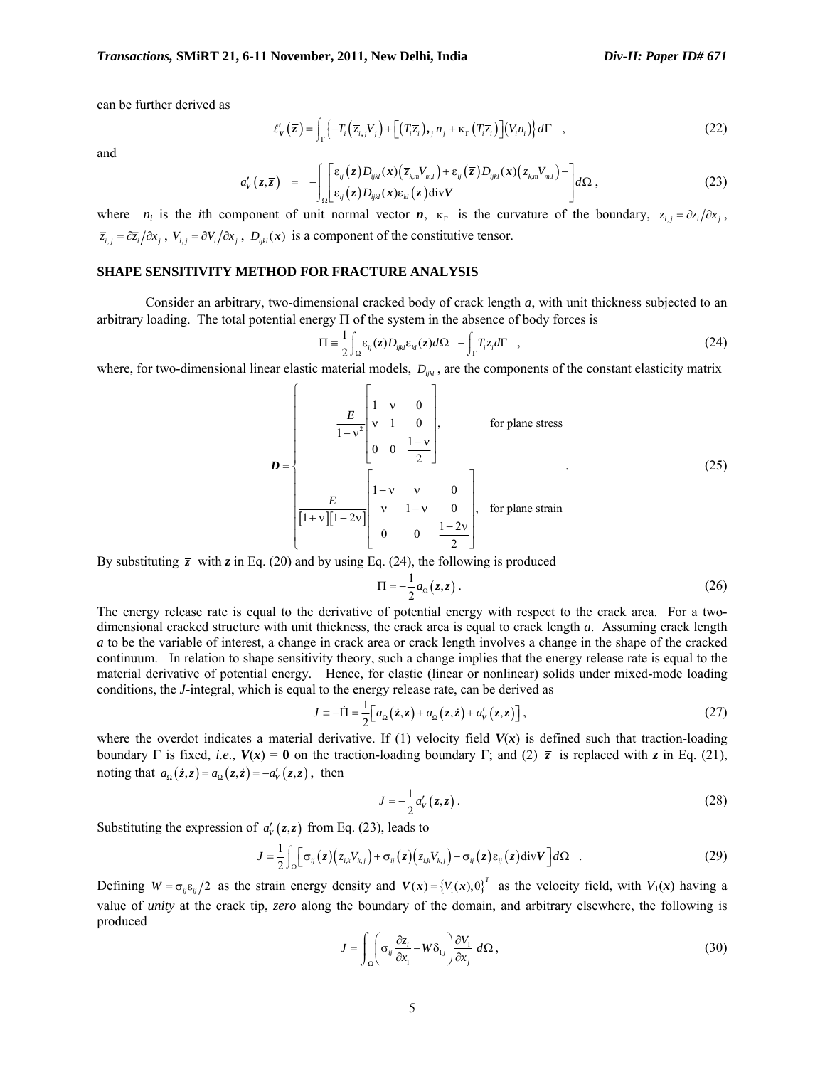can be further derived as

$$\ell'_V(\bar{z}) = \int_\Gamma \left\{ -T_i\left(\bar{z}_{i,j}V_j\right) + \left[\left(T_i\bar{z}_i\right)_{,j} n_j + \kappa_\Gamma\left(T_i\bar{z}_i\right)\right]\left(V_i n_i\right)\right\} d\Gamma \quad , \tag{22}$$

and

$$a'_V(z,\bar{z}) \;=\; -\int_\Omega \begin{bmatrix} \varepsilon_{ij}(z) D_{ijkl}(x)\left(\bar{z}_{k,m}V_{m,l}\right) + \varepsilon_{ij}(\bar{z}) D_{ijkl}(x)\left(z_{k,m}V_{m,l}\right) - \\ \varepsilon_{ij}(z) D_{ijkl}(x)\varepsilon_{kl}(\bar{z})\operatorname{div}V \end{bmatrix} d\Omega \,, \tag{23}$$

where $n_i$ is the $i$th component of unit normal vector $\boldsymbol{n}$, $\kappa_\Gamma$ is the curvature of the boundary, $z_{i,j} = \partial z_i/\partial x_j$, $\bar{z}_{i,j} = \partial \bar{z}_i/\partial x_j$, $V_{i,j} = \partial V_i/\partial x_j$, $D_{ijkl}(\boldsymbol{x})$ is a component of the constitutive tensor.

## SHAPE SENSITIVITY METHOD FOR FRACTURE ANALYSIS

Consider an arbitrary, two-dimensional cracked body of crack length $a$, with unit thickness subjected to an arbitrary loading. The total potential energy $\Pi$ of the system in the absence of body forces is

$$\Pi \equiv \frac{1}{2}\int_\Omega \varepsilon_{ij}(z) D_{ijkl}\varepsilon_{kl}(z) d\Omega \;\; - \int_\Gamma T_i z_i d\Gamma \quad , \tag{24}$$

where, for two-dimensional linear elastic material models, $D_{ijkl}$, are the components of the constant elasticity matrix

$$\boldsymbol{D} = \begin{cases} \dfrac{E}{1-\nu^2}\begin{bmatrix} 1 & \nu & 0 \\ \nu & 1 & 0 \\ 0 & 0 & \dfrac{1-\nu}{2} \end{bmatrix}, & \text{for plane stress} \\ \dfrac{E}{[1+\nu][1-2\nu]}\begin{bmatrix} 1-\nu & \nu & 0 \\ \nu & 1-\nu & 0 \\ 0 & 0 & \dfrac{1-2\nu}{2} \end{bmatrix}, & \text{for plane strain} \end{cases} . \tag{25}$$

By substituting $\bar{z}$ with $z$ in Eq. (20) and by using Eq. (24), the following is produced

$$\Pi = -\frac{1}{2}a_\Omega(z,z)\,. \tag{26}$$

The energy release rate is equal to the derivative of potential energy with respect to the crack area. For a two-dimensional cracked structure with unit thickness, the crack area is equal to crack length $a$. Assuming crack length $a$ to be the variable of interest, a change in crack area or crack length involves a change in the shape of the cracked continuum. In relation to shape sensitivity theory, such a change implies that the energy release rate is equal to the material derivative of potential energy. Hence, for elastic (linear or nonlinear) solids under mixed-mode loading conditions, the $J$-integral, which is equal to the energy release rate, can be derived as

$$J \equiv -\dot{\Pi} = \frac{1}{2}\left[a_\Omega(\dot{z},z) + a_\Omega(z,\dot{z}) + a'_V(z,z)\right], \tag{27}$$

where the overdot indicates a material derivative. If (1) velocity field $\boldsymbol{V}(\boldsymbol{x})$ is defined such that traction-loading boundary $\Gamma$ is fixed, *i.e.*, $\boldsymbol{V}(\boldsymbol{x}) = \boldsymbol{0}$ on the traction-loading boundary $\Gamma$; and (2) $\bar{z}$ is replaced with $z$ in Eq. (21), noting that $a_\Omega(\dot{z},z) = a_\Omega(z,\dot{z}) = -a'_V(z,z)$, then

$$J = -\frac{1}{2}a'_V(z,z)\,. \tag{28}$$

Substituting the expression of $a'_V(z,z)$ from Eq. (23), leads to

$$J = \frac{1}{2}\int_\Omega \left[\sigma_{ij}(z)\left(z_{i,k}V_{k,j}\right) + \sigma_{ij}(z)\left(z_{i,k}V_{k,j}\right) - \sigma_{ij}(z)\varepsilon_{ij}(z)\operatorname{div}V\right] d\Omega \quad . \tag{29}$$

Defining $W = \sigma_{ij}\varepsilon_{ij}/2$ as the strain energy density and $\boldsymbol{V}(\boldsymbol{x}) = \{V_1(\boldsymbol{x}), 0\}^T$ as the velocity field, with $V_1(\boldsymbol{x})$ having a value of *unity* at the crack tip, *zero* along the boundary of the domain, and arbitrary elsewhere, the following is produced

$$J = \int_\Omega \left(\sigma_{ij}\frac{\partial z_i}{\partial x_1} - W\delta_{1j}\right)\frac{\partial V_1}{\partial x_j}\, d\Omega\,, \tag{30}$$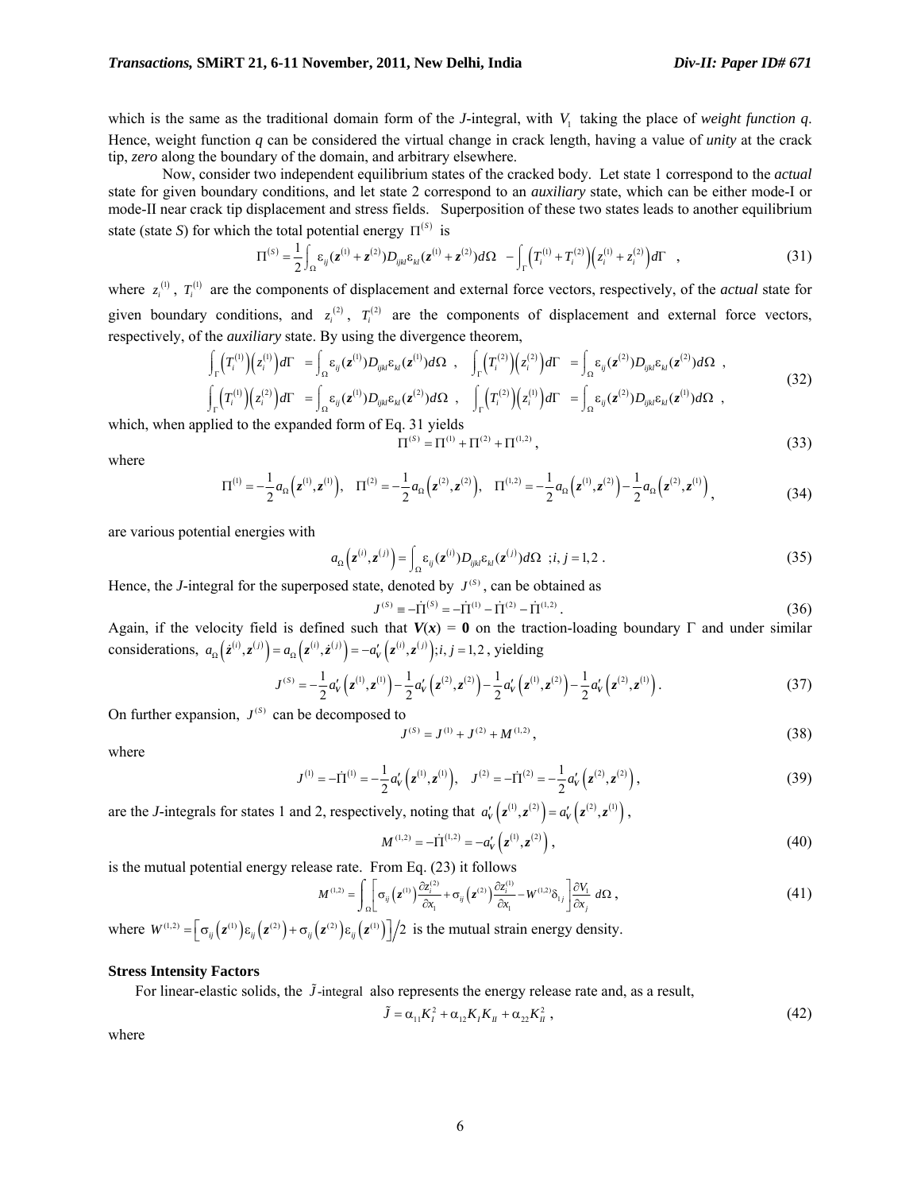which is the same as the traditional domain form of the *J*-integral, with $V_1$ taking the place of *weight function q*. Hence, weight function *q* can be considered the virtual change in crack length, having a value of *unity* at the crack tip, *zero* along the boundary of the domain, and arbitrary elsewhere.

Now, consider two independent equilibrium states of the cracked body. Let state 1 correspond to the *actual* state for given boundary conditions, and let state 2 correspond to an *auxiliary* state, which can be either mode-I or mode-II near crack tip displacement and stress fields. Superposition of these two states leads to another equilibrium state (state *S*) for which the total potential energy $\Pi^{(S)}$ is

$$\Pi^{(S)} = \frac{1}{2}\int_{\Omega} \varepsilon_{ij}(\boldsymbol{z}^{(1)} + \boldsymbol{z}^{(2)}) D_{ijkl} \varepsilon_{kl}(\boldsymbol{z}^{(1)} + \boldsymbol{z}^{(2)}) d\Omega \; - \int_{\Gamma} \left(T_i^{(1)} + T_i^{(2)}\right)\left(z_i^{(1)} + z_i^{(2)}\right) d\Gamma \quad , \tag{31}$$

where $z_i^{(1)}$, $T_i^{(1)}$ are the components of displacement and external force vectors, respectively, of the *actual* state for given boundary conditions, and $z_i^{(2)}$, $T_i^{(2)}$ are the components of displacement and external force vectors, respectively, of the *auxiliary* state. By using the divergence theorem,

$$\begin{aligned}
&\int_{\Gamma} \left(T_i^{(1)}\right)\left(z_i^{(1)}\right) d\Gamma = \int_{\Omega} \varepsilon_{ij}(\boldsymbol{z}^{(1)}) D_{ijkl} \varepsilon_{kl}(\boldsymbol{z}^{(1)}) d\Omega \ , \quad \int_{\Gamma} \left(T_i^{(2)}\right)\left(z_i^{(2)}\right) d\Gamma = \int_{\Omega} \varepsilon_{ij}(\boldsymbol{z}^{(2)}) D_{ijkl} \varepsilon_{kl}(\boldsymbol{z}^{(2)}) d\Omega \ , \\
&\int_{\Gamma} \left(T_i^{(1)}\right)\left(z_i^{(2)}\right) d\Gamma = \int_{\Omega} \varepsilon_{ij}(\boldsymbol{z}^{(1)}) D_{ijkl} \varepsilon_{kl}(\boldsymbol{z}^{(2)}) d\Omega \ , \quad \int_{\Gamma} \left(T_i^{(2)}\right)\left(z_i^{(1)}\right) d\Gamma = \int_{\Omega} \varepsilon_{ij}(\boldsymbol{z}^{(2)}) D_{ijkl} \varepsilon_{kl}(\boldsymbol{z}^{(1)}) d\Omega \ ,
\end{aligned} \tag{32}$$

which, when applied to the expanded form of Eq. 31 yields

$$\Pi^{(S)} = \Pi^{(1)} + \Pi^{(2)} + \Pi^{(1,2)} \,, \tag{33}$$

where

$$\Pi^{(1)} = -\frac{1}{2} a_{\Omega}\left(\boldsymbol{z}^{(1)}, \boldsymbol{z}^{(1)}\right), \quad \Pi^{(2)} = -\frac{1}{2} a_{\Omega}\left(\boldsymbol{z}^{(2)}, \boldsymbol{z}^{(2)}\right), \quad \Pi^{(1,2)} = -\frac{1}{2} a_{\Omega}\left(\boldsymbol{z}^{(1)}, \boldsymbol{z}^{(2)}\right) - \frac{1}{2} a_{\Omega}\left(\boldsymbol{z}^{(2)}, \boldsymbol{z}^{(1)}\right), \tag{34}$$

are various potential energies with

$$a_{\Omega}\left(\boldsymbol{z}^{(i)}, \boldsymbol{z}^{(j)}\right) = \int_{\Omega} \varepsilon_{ij}(\boldsymbol{z}^{(i)}) D_{ijkl} \varepsilon_{kl}(\boldsymbol{z}^{(j)}) d\Omega \ \ ; i, j = 1, 2 \ . \tag{35}$$

Hence, the *J*-integral for the superposed state, denoted by $J^{(S)}$, can be obtained as

$$J^{(S)} \equiv -\dot{\Pi}^{(S)} = -\dot{\Pi}^{(1)} - \dot{\Pi}^{(2)} - \dot{\Pi}^{(1,2)} \,. \tag{36}$$

Again, if the velocity field is defined such that $\boldsymbol{V}(\boldsymbol{x}) = \boldsymbol{0}$ on the traction-loading boundary Γ and under similar considerations, $a_{\Omega}\left(\dot{\boldsymbol{z}}^{(i)}, \boldsymbol{z}^{(j)}\right) = a_{\Omega}\left(\boldsymbol{z}^{(i)}, \dot{\boldsymbol{z}}^{(j)}\right) = -a'_{V}\left(\boldsymbol{z}^{(i)}, \boldsymbol{z}^{(j)}\right); i, j = 1, 2$, yielding

$$J^{(S)} = -\frac{1}{2} a'_{V}\left(\boldsymbol{z}^{(1)}, \boldsymbol{z}^{(1)}\right) - \frac{1}{2} a'_{V}\left(\boldsymbol{z}^{(2)}, \boldsymbol{z}^{(2)}\right) - \frac{1}{2} a'_{V}\left(\boldsymbol{z}^{(1)}, \boldsymbol{z}^{(2)}\right) - \frac{1}{2} a'_{V}\left(\boldsymbol{z}^{(2)}, \boldsymbol{z}^{(1)}\right). \tag{37}$$

On further expansion, $J^{(S)}$ can be decomposed to

$$J^{(S)} = J^{(1)} + J^{(2)} + M^{(1,2)} \,, \tag{38}$$

where

$$J^{(1)} = -\dot{\Pi}^{(1)} = -\frac{1}{2} a'_{V}\left(\boldsymbol{z}^{(1)}, \boldsymbol{z}^{(1)}\right), \quad J^{(2)} = -\dot{\Pi}^{(2)} = -\frac{1}{2} a'_{V}\left(\boldsymbol{z}^{(2)}, \boldsymbol{z}^{(2)}\right), \tag{39}$$

are the *J*-integrals for states 1 and 2, respectively, noting that $a'_{V}\left(\boldsymbol{z}^{(1)}, \boldsymbol{z}^{(2)}\right) = a'_{V}\left(\boldsymbol{z}^{(2)}, \boldsymbol{z}^{(1)}\right)$,

$$M^{(1,2)} = -\dot{\Pi}^{(1,2)} = -a'_{V}\left(\boldsymbol{z}^{(1)}, \boldsymbol{z}^{(2)}\right), \tag{40}$$

is the mutual potential energy release rate. From Eq. (23) it follows

$$M^{(1,2)} = \int_{\Omega} \left[ \sigma_{ij}\left(\boldsymbol{z}^{(1)}\right) \frac{\partial z_i^{(2)}}{\partial x_1} + \sigma_{ij}\left(\boldsymbol{z}^{(2)}\right) \frac{\partial z_i^{(1)}}{\partial x_1} - W^{(1,2)} \delta_{1j} \right] \frac{\partial V_1}{\partial x_j} \, d\Omega \,, \tag{41}$$

where $W^{(1,2)} = \left[\sigma_{ij}\left(\boldsymbol{z}^{(1)}\right)\varepsilon_{ij}\left(\boldsymbol{z}^{(2)}\right) + \sigma_{ij}\left(\boldsymbol{z}^{(2)}\right)\varepsilon_{ij}\left(\boldsymbol{z}^{(1)}\right)\right]/2$ is the mutual strain energy density.

## Stress Intensity Factors

For linear-elastic solids, the $\tilde{J}$-integral also represents the energy release rate and, as a result,

$$\tilde{J} = \alpha_{11} K_I^2 + \alpha_{12} K_I K_{II} + \alpha_{22} K_{II}^2 \,, \tag{42}$$

where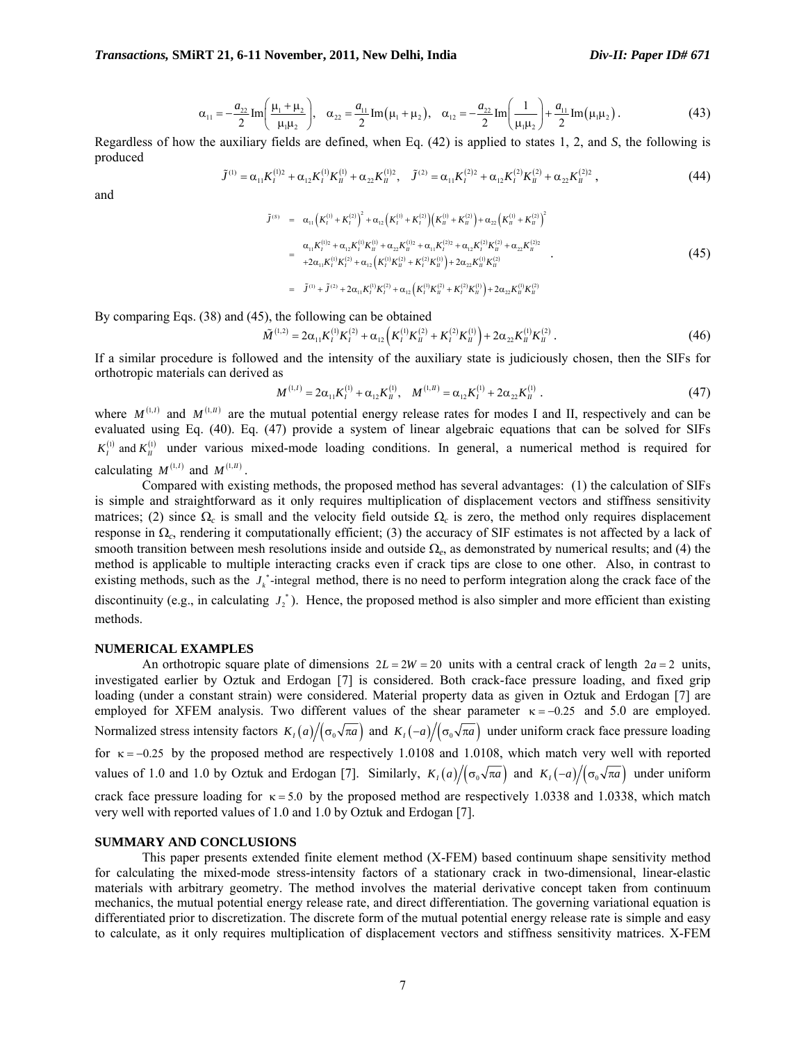$$\alpha_{11} = -\frac{a_{22}}{2}\,\mathrm{Im}\left(\frac{\mu_1+\mu_2}{\mu_1\mu_2}\right), \quad \alpha_{22} = \frac{a_{11}}{2}\,\mathrm{Im}\left(\mu_1+\mu_2\right), \quad \alpha_{12} = -\frac{a_{22}}{2}\,\mathrm{Im}\left(\frac{1}{\mu_1\mu_2}\right) + \frac{a_{11}}{2}\,\mathrm{Im}\left(\mu_1\mu_2\right). \tag{43}$$

Regardless of how the auxiliary fields are defined, when Eq. (42) is applied to states 1, 2, and *S*, the following is produced

$$\tilde{J}^{(1)} = \alpha_{11}K_I^{(1)2} + \alpha_{12}K_I^{(1)}K_{II}^{(1)} + \alpha_{22}K_{II}^{(1)2}, \quad \tilde{J}^{(2)} = \alpha_{11}K_I^{(2)2} + \alpha_{12}K_I^{(2)}K_{II}^{(2)} + \alpha_{22}K_{II}^{(2)2}, \tag{44}$$

and

$$\begin{aligned}
\tilde{J}^{(S)} &= \alpha_{11}\left(K_I^{(1)}+K_I^{(2)}\right)^2 + \alpha_{12}\left(K_I^{(1)}+K_I^{(2)}\right)\left(K_{II}^{(1)}+K_{II}^{(2)}\right) + \alpha_{22}\left(K_{II}^{(1)}+K_{II}^{(2)}\right)^2 \\
&= \begin{array}{l} \alpha_{11}K_I^{(1)2} + \alpha_{12}K_I^{(1)}K_{II}^{(1)} + \alpha_{22}K_{II}^{(1)2} + \alpha_{11}K_I^{(2)2} + \alpha_{12}K_I^{(2)}K_{II}^{(2)} + \alpha_{22}K_{II}^{(2)2} \\ +2\alpha_{11}K_I^{(1)}K_I^{(2)} + \alpha_{12}\left(K_I^{(1)}K_{II}^{(2)} + K_I^{(2)}K_{II}^{(1)}\right) + 2\alpha_{22}K_{II}^{(1)}K_{II}^{(2)} \end{array} \\
&= \tilde{J}^{(1)} + \tilde{J}^{(2)} + 2\alpha_{11}K_I^{(1)}K_I^{(2)} + \alpha_{12}\left(K_I^{(1)}K_{II}^{(2)} + K_I^{(2)}K_{II}^{(1)}\right) + 2\alpha_{22}K_{II}^{(1)}K_{II}^{(2)}
\end{aligned} \tag{45}$$

By comparing Eqs. (38) and (45), the following can be obtained

$$\tilde{M}^{(1,2)} = 2\alpha_{11}K_I^{(1)}K_I^{(2)} + \alpha_{12}\left(K_I^{(1)}K_{II}^{(2)} + K_I^{(2)}K_{II}^{(1)}\right) + 2\alpha_{22}K_{II}^{(1)}K_{II}^{(2)}. \tag{46}$$

If a similar procedure is followed and the intensity of the auxiliary state is judiciously chosen, then the SIFs for orthotropic materials can derived as

$$M^{(1,I)} = 2\alpha_{11}K_I^{(1)} + \alpha_{12}K_{II}^{(1)}, \quad M^{(1,II)} = \alpha_{12}K_I^{(1)} + 2\alpha_{22}K_{II}^{(1)}. \tag{47}$$

where $M^{(1,I)}$ and $M^{(1,II)}$ are the mutual potential energy release rates for modes I and II, respectively and can be evaluated using Eq. (40). Eq. (47) provide a system of linear algebraic equations that can be solved for SIFs $K_I^{(1)}$ and $K_{II}^{(1)}$ under various mixed-mode loading conditions. In general, a numerical method is required for calculating $M^{(1,I)}$ and $M^{(1,II)}$.

Compared with existing methods, the proposed method has several advantages: (1) the calculation of SIFs is simple and straightforward as it only requires multiplication of displacement vectors and stiffness sensitivity matrices; (2) since $\Omega_c$ is small and the velocity field outside $\Omega_c$ is zero, the method only requires displacement response in $\Omega_c$, rendering it computationally efficient; (3) the accuracy of SIF estimates is not affected by a lack of smooth transition between mesh resolutions inside and outside $\Omega_e$, as demonstrated by numerical results; and (4) the method is applicable to multiple interacting cracks even if crack tips are close to one other. Also, in contrast to existing methods, such as the $J_k^*$-integral method, there is no need to perform integration along the crack face of the discontinuity (e.g., in calculating $J_2^*$). Hence, the proposed method is also simpler and more efficient than existing methods.

## NUMERICAL EXAMPLES

An orthotropic square plate of dimensions $2L = 2W = 20$ units with a central crack of length $2a = 2$ units, investigated earlier by Oztuk and Erdogan [7] is considered. Both crack-face pressure loading, and fixed grip loading (under a constant strain) were considered. Material property data as given in Oztuk and Erdogan [7] are employed for XFEM analysis. Two different values of the shear parameter $\kappa = -0.25$ and 5.0 are employed. Normalized stress intensity factors $K_I(a)/\left(\sigma_0\sqrt{\pi a}\right)$ and $K_I(-a)/\left(\sigma_0\sqrt{\pi a}\right)$ under uniform crack face pressure loading for $\kappa = -0.25$ by the proposed method are respectively 1.0108 and 1.0108, which match very well with reported values of 1.0 and 1.0 by Oztuk and Erdogan [7]. Similarly, $K_I(a)/\left(\sigma_0\sqrt{\pi a}\right)$ and $K_I(-a)/\left(\sigma_0\sqrt{\pi a}\right)$ under uniform crack face pressure loading for $\kappa = 5.0$ by the proposed method are respectively 1.0338 and 1.0338, which match very well with reported values of 1.0 and 1.0 by Oztuk and Erdogan [7].

## SUMMARY AND CONCLUSIONS

This paper presents extended finite element method (X-FEM) based continuum shape sensitivity method for calculating the mixed-mode stress-intensity factors of a stationary crack in two-dimensional, linear-elastic materials with arbitrary geometry. The method involves the material derivative concept taken from continuum mechanics, the mutual potential energy release rate, and direct differentiation. The governing variational equation is differentiated prior to discretization. The discrete form of the mutual potential energy release rate is simple and easy to calculate, as it only requires multiplication of displacement vectors and stiffness sensitivity matrices. X-FEM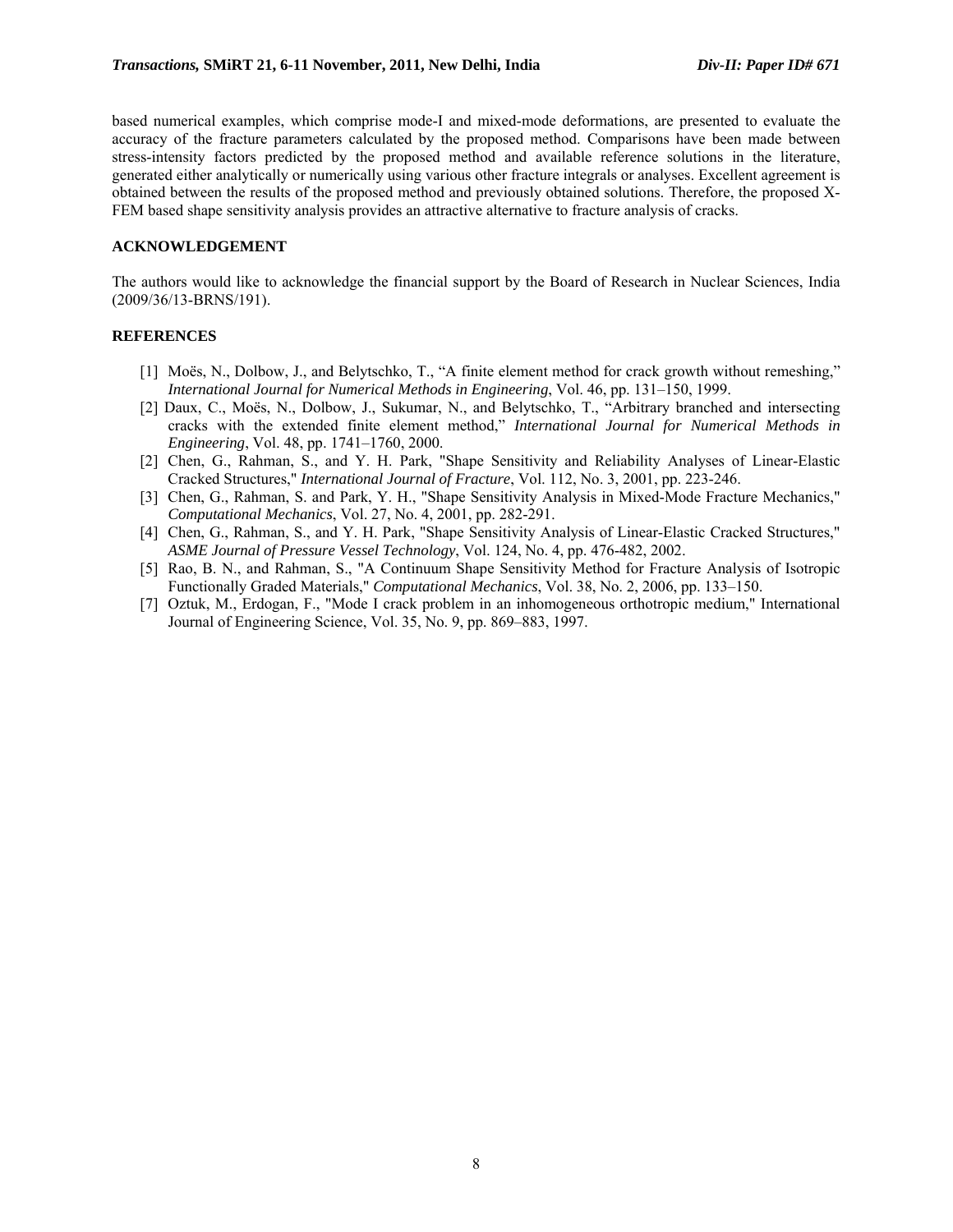based numerical examples, which comprise mode-I and mixed-mode deformations, are presented to evaluate the accuracy of the fracture parameters calculated by the proposed method. Comparisons have been made between stress-intensity factors predicted by the proposed method and available reference solutions in the literature, generated either analytically or numerically using various other fracture integrals or analyses. Excellent agreement is obtained between the results of the proposed method and previously obtained solutions. Therefore, the proposed X-FEM based shape sensitivity analysis provides an attractive alternative to fracture analysis of cracks.

## ACKNOWLEDGEMENT

The authors would like to acknowledge the financial support by the Board of Research in Nuclear Sciences, India (2009/36/13-BRNS/191).

## REFERENCES

[1] Moës, N., Dolbow, J., and Belytschko, T., "A finite element method for crack growth without remeshing," *International Journal for Numerical Methods in Engineering*, Vol. 46, pp. 131–150, 1999.

[2] Daux, C., Moës, N., Dolbow, J., Sukumar, N., and Belytschko, T., "Arbitrary branched and intersecting cracks with the extended finite element method," *International Journal for Numerical Methods in Engineering*, Vol. 48, pp. 1741–1760, 2000.

[2] Chen, G., Rahman, S., and Y. H. Park, "Shape Sensitivity and Reliability Analyses of Linear-Elastic Cracked Structures," *International Journal of Fracture*, Vol. 112, No. 3, 2001, pp. 223-246.

[3] Chen, G., Rahman, S. and Park, Y. H., "Shape Sensitivity Analysis in Mixed-Mode Fracture Mechanics," *Computational Mechanics*, Vol. 27, No. 4, 2001, pp. 282-291.

[4] Chen, G., Rahman, S., and Y. H. Park, "Shape Sensitivity Analysis of Linear-Elastic Cracked Structures," *ASME Journal of Pressure Vessel Technology*, Vol. 124, No. 4, pp. 476-482, 2002.

[5] Rao, B. N., and Rahman, S., "A Continuum Shape Sensitivity Method for Fracture Analysis of Isotropic Functionally Graded Materials," *Computational Mechanics*, Vol. 38, No. 2, 2006, pp. 133–150.

[7] Oztuk, M., Erdogan, F., "Mode I crack problem in an inhomogeneous orthotropic medium," International Journal of Engineering Science, Vol. 35, No. 9, pp. 869–883, 1997.